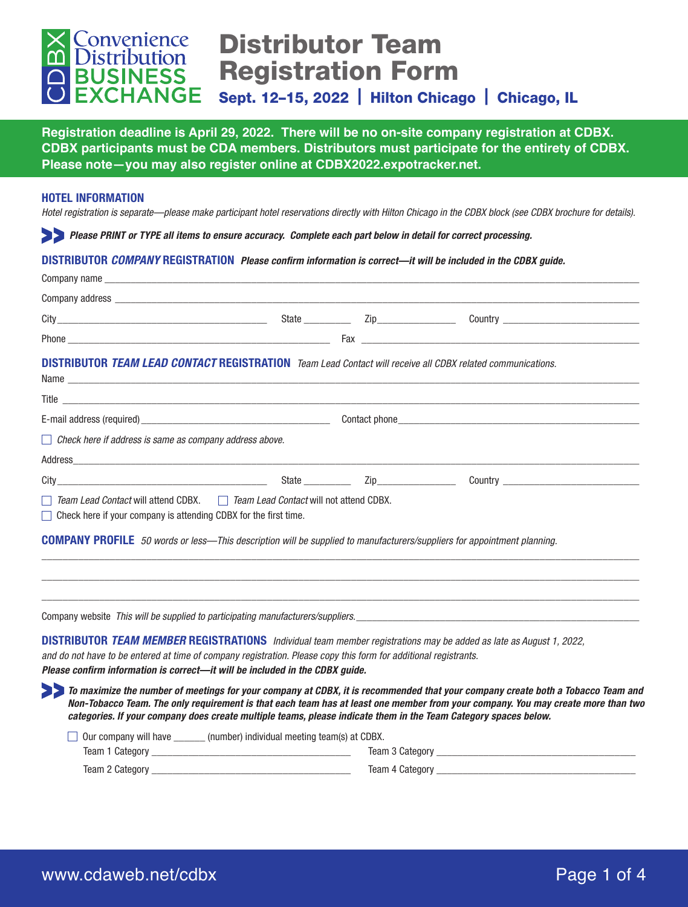Convenience Distribution BUSINESS EXCHANGE (CDBX)

# Distributor Team Registration Form

**Sept. 12–15, 2022 | Hilton Chicago | Chicago, IL**

**Registration deadline is April 29, 2022. There will be no on-site company registration at CDBX. CDBX participants must be CDA members. Distributors must participate for the entirety of CDBX. Please note—you may also register online at CDBX2022.expotracker.net.**

## HOTEL INFORMATION

*Hotel registration is separate—please make participant hotel reservations directly with Hilton Chicago in the CDBX block (see CDBX brochure for details).*

***Please PRINT or TYPE all items to ensure accuracy. Complete each part below in detail for correct processing.***

## DISTRIBUTOR *COMPANY* REGISTRATION

***Please confirm information is correct—it will be included in the CDBX guide.***

Company name ______________________________

Company address ______________________________

City ____________________ State __________ Zip ____________ Country ____________________

Phone ______________________________ Fax ______________________________

## DISTRIBUTOR *TEAM LEAD CONTACT* REGISTRATION

*Team Lead Contact will receive all CDBX related communications.*

Name ______________________________

Title ______________________________

E-mail address (required) ______________________________ Contact phone ______________________________

☐ *Check here if address is same as company address above.*

Address ______________________________

City ____________________ State __________ Zip ____________ Country ____________________

☐ *Team Lead Contact* will attend CDBX. ☐ *Team Lead Contact* will not attend CDBX.

☐ Check here if your company is attending CDBX for the first time.

## COMPANY PROFILE

*50 words or less—This description will be supplied to manufacturers/suppliers for appointment planning.*

______________________________

______________________________

______________________________

Company website *This will be supplied to participating manufacturers/suppliers.* ______________________________

## DISTRIBUTOR *TEAM MEMBER* REGISTRATIONS

*Individual team member registrations may be added as late as August 1, 2022, and do not have to be entered at time of company registration. Please copy this form for additional registrants.*

***Please confirm information is correct—it will be included in the CDBX guide.***

***To maximize the number of meetings for your company at CDBX, it is recommended that your company create both a Tobacco Team and Non-Tobacco Team. The only requirement is that each team has at least one member from your company. You may create more than two categories. If your company does create multiple teams, please indicate them in the Team Category spaces below.***

☐ Our company will have ______ (number) individual meeting team(s) at CDBX.

Team 1 Category ______________________________ Team 3 Category ______________________________

Team 2 Category ______________________________ Team 4 Category ______________________________

www.cdaweb.net/cdbx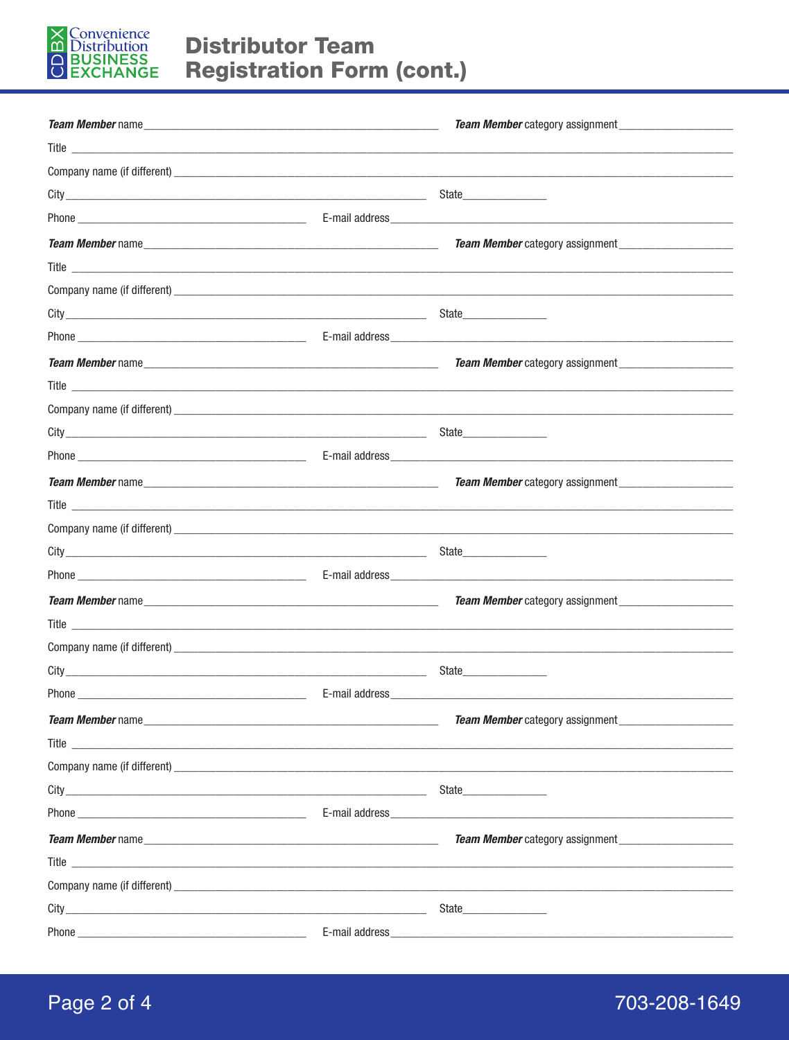# Distributor Team Registration Form (cont.)

***Team Member*** name ______________________________ ***Team Member*** category assignment ____________

Title ________________________________________________

Company name (if different) ________________________________________________

City ______________________________ State ____________

Phone ____________________ E-mail address ______________________________

***Team Member*** name ______________________________ ***Team Member*** category assignment ____________

Title ________________________________________________

Company name (if different) ________________________________________________

City ______________________________ State ____________

Phone ____________________ E-mail address ______________________________

***Team Member*** name ______________________________ ***Team Member*** category assignment ____________

Title ________________________________________________

Company name (if different) ________________________________________________

City ______________________________ State ____________

Phone ____________________ E-mail address ______________________________

***Team Member*** name ______________________________ ***Team Member*** category assignment ____________

Title ________________________________________________

Company name (if different) ________________________________________________

City ______________________________ State ____________

Phone ____________________ E-mail address ______________________________

***Team Member*** name ______________________________ ***Team Member*** category assignment ____________

Title ________________________________________________

Company name (if different) ________________________________________________

City ______________________________ State ____________

Phone ____________________ E-mail address ______________________________

***Team Member*** name ______________________________ ***Team Member*** category assignment ____________

Title ________________________________________________

Company name (if different) ________________________________________________

City ______________________________ State ____________

Phone ____________________ E-mail address ______________________________

***Team Member*** name ______________________________ ***Team Member*** category assignment ____________

Title ________________________________________________

Company name (if different) ________________________________________________

City ______________________________ State ____________

Phone ____________________ E-mail address ______________________________

703-208-1649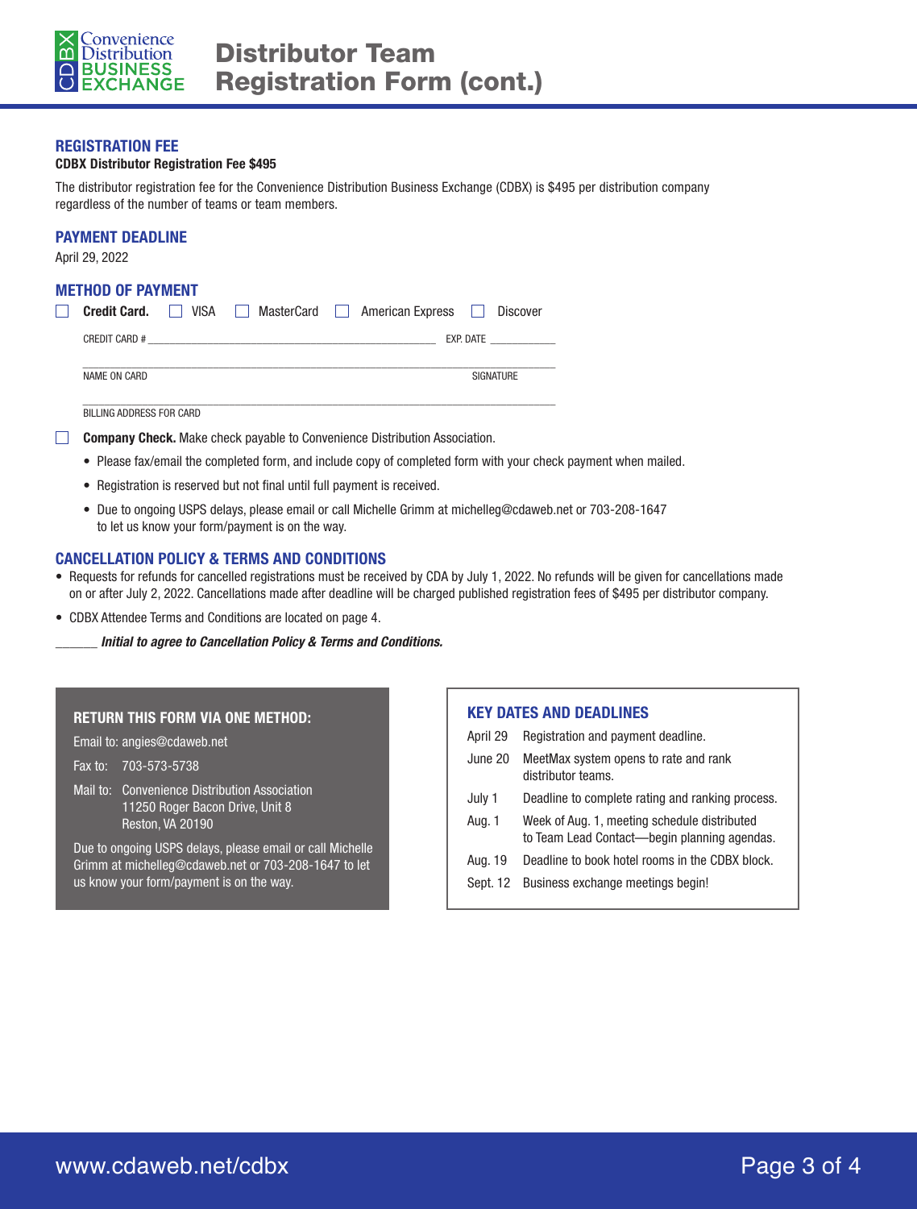# Distributor Team Registration Form (cont.)

## REGISTRATION FEE

**CDBX Distributor Registration Fee $495**

The distributor registration fee for the Convenience Distribution Business Exchange (CDBX) is $495 per distribution company regardless of the number of teams or team members.

## PAYMENT DEADLINE

April 29, 2022

## METHOD OF PAYMENT

☐ **Credit Card.** ☐ VISA ☐ MasterCard ☐ American Express ☐ Discover

CREDIT CARD # ______________________________ EXP. DATE __________

______________________________________________

NAME ON CARD SIGNATURE

______________________________________________

BILLING ADDRESS FOR CARD

☐ **Company Check.** Make check payable to Convenience Distribution Association.

- Please fax/email the completed form, and include copy of completed form with your check payment when mailed.
- Registration is reserved but not final until full payment is received.
- Due to ongoing USPS delays, please email or call Michelle Grimm at michelleg@cdaweb.net or 703-208-1647 to let us know your form/payment is on the way.

## CANCELLATION POLICY & TERMS AND CONDITIONS

- Requests for refunds for cancelled registrations must be received by CDA by July 1, 2022. No refunds will be given for cancellations made on or after July 2, 2022. Cancellations made after deadline will be charged published registration fees of $495 per distributor company.
- CDBX Attendee Terms and Conditions are located on page 4.

______ ***Initial to agree to Cancellation Policy & Terms and Conditions.***

### RETURN THIS FORM VIA ONE METHOD:

Email to: angies@cdaweb.net

Fax to: 703-573-5738

Mail to: Convenience Distribution Association
11250 Roger Bacon Drive, Unit 8
Reston, VA 20190

Due to ongoing USPS delays, please email or call Michelle Grimm at michelleg@cdaweb.net or 703-208-1647 to let us know your form/payment is on the way.

### KEY DATES AND DEADLINES

| Date | Event |
|---|---|
| April 29 | Registration and payment deadline. |
| June 20 | MeetMax system opens to rate and rank distributor teams. |
| July 1 | Deadline to complete rating and ranking process. |
| Aug. 1 | Week of Aug. 1, meeting schedule distributed to Team Lead Contact—begin planning agendas. |
| Aug. 19 | Deadline to book hotel rooms in the CDBX block. |
| Sept. 12 | Business exchange meetings begin! |

www.cdaweb.net/cdbx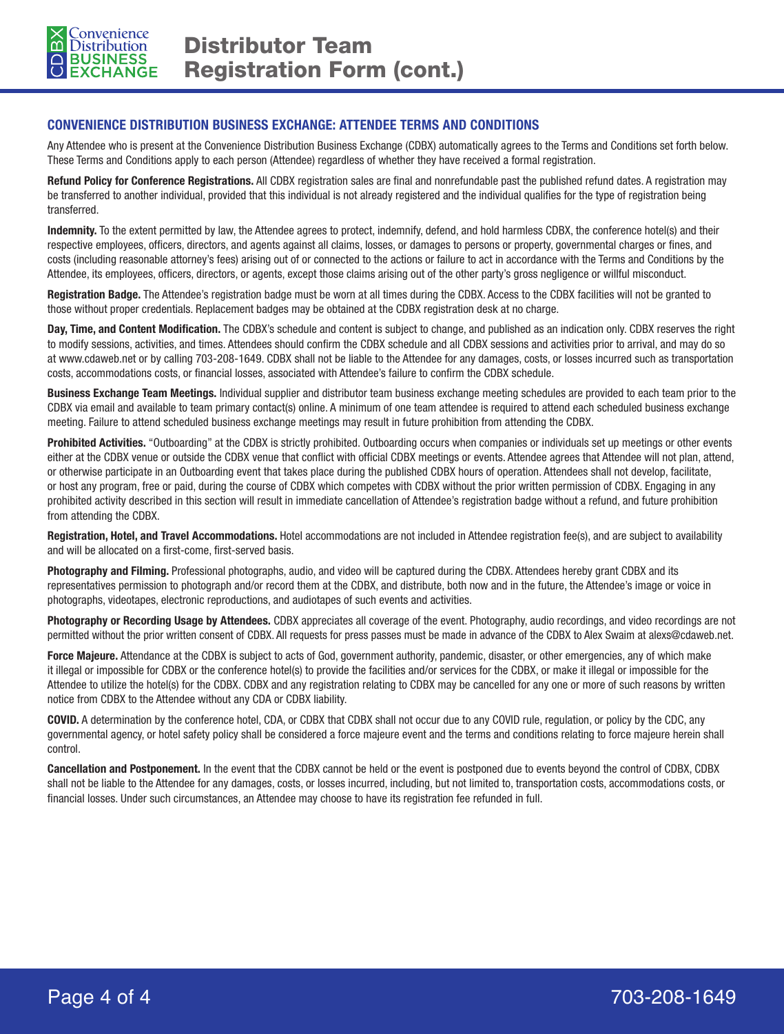# Distributor Team Registration Form (cont.)

## CONVENIENCE DISTRIBUTION BUSINESS EXCHANGE: ATTENDEE TERMS AND CONDITIONS

Any Attendee who is present at the Convenience Distribution Business Exchange (CDBX) automatically agrees to the Terms and Conditions set forth below. These Terms and Conditions apply to each person (Attendee) regardless of whether they have received a formal registration.

**Refund Policy for Conference Registrations.** All CDBX registration sales are final and nonrefundable past the published refund dates. A registration may be transferred to another individual, provided that this individual is not already registered and the individual qualifies for the type of registration being transferred.

**Indemnity.** To the extent permitted by law, the Attendee agrees to protect, indemnify, defend, and hold harmless CDBX, the conference hotel(s) and their respective employees, officers, directors, and agents against all claims, losses, or damages to persons or property, governmental charges or fines, and costs (including reasonable attorney's fees) arising out of or connected to the actions or failure to act in accordance with the Terms and Conditions by the Attendee, its employees, officers, directors, or agents, except those claims arising out of the other party's gross negligence or willful misconduct.

**Registration Badge.** The Attendee's registration badge must be worn at all times during the CDBX. Access to the CDBX facilities will not be granted to those without proper credentials. Replacement badges may be obtained at the CDBX registration desk at no charge.

**Day, Time, and Content Modification.** The CDBX's schedule and content is subject to change, and published as an indication only. CDBX reserves the right to modify sessions, activities, and times. Attendees should confirm the CDBX schedule and all CDBX sessions and activities prior to arrival, and may do so at www.cdaweb.net or by calling 703-208-1649. CDBX shall not be liable to the Attendee for any damages, costs, or losses incurred such as transportation costs, accommodations costs, or financial losses, associated with Attendee's failure to confirm the CDBX schedule.

**Business Exchange Team Meetings.** Individual supplier and distributor team business exchange meeting schedules are provided to each team prior to the CDBX via email and available to team primary contact(s) online. A minimum of one team attendee is required to attend each scheduled business exchange meeting. Failure to attend scheduled business exchange meetings may result in future prohibition from attending the CDBX.

**Prohibited Activities.** "Outboarding" at the CDBX is strictly prohibited. Outboarding occurs when companies or individuals set up meetings or other events either at the CDBX venue or outside the CDBX venue that conflict with official CDBX meetings or events. Attendee agrees that Attendee will not plan, attend, or otherwise participate in an Outboarding event that takes place during the published CDBX hours of operation. Attendees shall not develop, facilitate, or host any program, free or paid, during the course of CDBX which competes with CDBX without the prior written permission of CDBX. Engaging in any prohibited activity described in this section will result in immediate cancellation of Attendee's registration badge without a refund, and future prohibition from attending the CDBX.

**Registration, Hotel, and Travel Accommodations.** Hotel accommodations are not included in Attendee registration fee(s), and are subject to availability and will be allocated on a first-come, first-served basis.

**Photography and Filming.** Professional photographs, audio, and video will be captured during the CDBX. Attendees hereby grant CDBX and its representatives permission to photograph and/or record them at the CDBX, and distribute, both now and in the future, the Attendee's image or voice in photographs, videotapes, electronic reproductions, and audiotapes of such events and activities.

**Photography or Recording Usage by Attendees.** CDBX appreciates all coverage of the event. Photography, audio recordings, and video recordings are not permitted without the prior written consent of CDBX. All requests for press passes must be made in advance of the CDBX to Alex Swaim at alexs@cdaweb.net.

**Force Majeure.** Attendance at the CDBX is subject to acts of God, government authority, pandemic, disaster, or other emergencies, any of which make it illegal or impossible for CDBX or the conference hotel(s) to provide the facilities and/or services for the CDBX, or make it illegal or impossible for the Attendee to utilize the hotel(s) for the CDBX. CDBX and any registration relating to CDBX may be cancelled for any one or more of such reasons by written notice from CDBX to the Attendee without any CDA or CDBX liability.

**COVID.** A determination by the conference hotel, CDA, or CDBX that CDBX shall not occur due to any COVID rule, regulation, or policy by the CDC, any governmental agency, or hotel safety policy shall be considered a force majeure event and the terms and conditions relating to force majeure herein shall control.

**Cancellation and Postponement.** In the event that the CDBX cannot be held or the event is postponed due to events beyond the control of CDBX, CDBX shall not be liable to the Attendee for any damages, costs, or losses incurred, including, but not limited to, transportation costs, accommodations costs, or financial losses. Under such circumstances, an Attendee may choose to have its registration fee refunded in full.